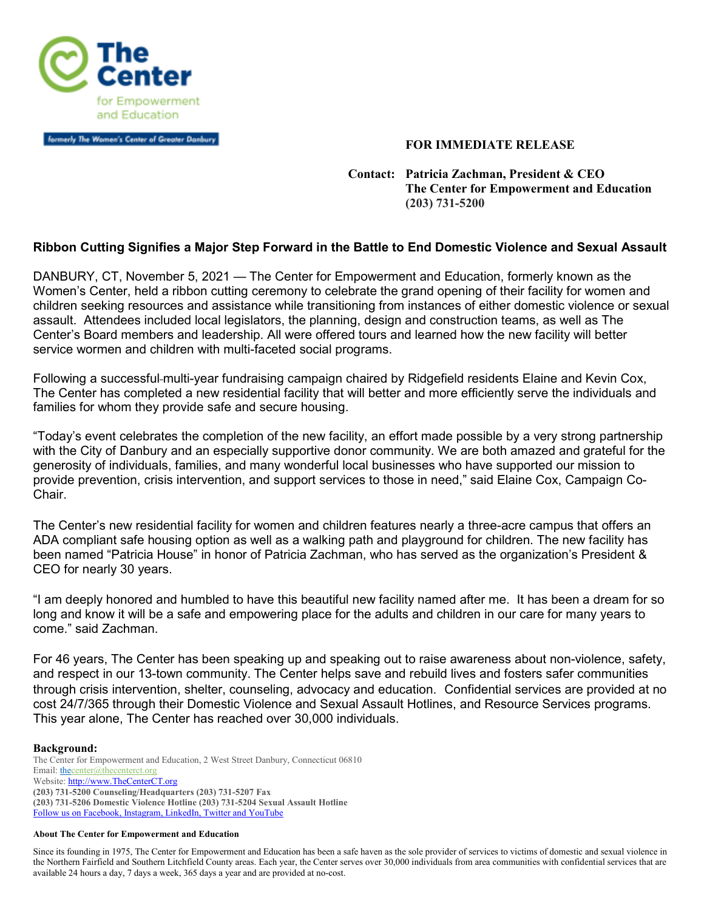The Center for Empowerment and Education

formerly The Women's Center of Greater Danbury

**FOR IMMEDIATE RELEASE**

**Contact: Patricia Zachman, President & CEO**
**The Center for Empowerment and Education**
**(203) 731-5200**

## Ribbon Cutting Signifies a Major Step Forward in the Battle to End Domestic Violence and Sexual Assault

DANBURY, CT, November 5, 2021 — The Center for Empowerment and Education, formerly known as the Women's Center, held a ribbon cutting ceremony to celebrate the grand opening of their facility for women and children seeking resources and assistance while transitioning from instances of either domestic violence or sexual assault. Attendees included local legislators, the planning, design and construction teams, as well as The Center's Board members and leadership. All were offered tours and learned how the new facility will better service wormen and children with multi-faceted social programs.

Following a successful multi-year fundraising campaign chaired by Ridgefield residents Elaine and Kevin Cox, The Center has completed a new residential facility that will better and more efficiently serve the individuals and families for whom they provide safe and secure housing.

"Today's event celebrates the completion of the new facility, an effort made possible by a very strong partnership with the City of Danbury and an especially supportive donor community. We are both amazed and grateful for the generosity of individuals, families, and many wonderful local businesses who have supported our mission to provide prevention, crisis intervention, and support services to those in need," said Elaine Cox, Campaign Co-Chair.

The Center's new residential facility for women and children features nearly a three-acre campus that offers an ADA compliant safe housing option as well as a walking path and playground for children. The new facility has been named "Patricia House" in honor of Patricia Zachman, who has served as the organization's President & CEO for nearly 30 years.

"I am deeply honored and humbled to have this beautiful new facility named after me. It has been a dream for so long and know it will be a safe and empowering place for the adults and children in our care for many years to come." said Zachman.

For 46 years, The Center has been speaking up and speaking out to raise awareness about non-violence, safety, and respect in our 13-town community. The Center helps save and rebuild lives and fosters safer communities through crisis intervention, shelter, counseling, advocacy and education. Confidential services are provided at no cost 24/7/365 through their Domestic Violence and Sexual Assault Hotlines, and Resource Services programs. This year alone, The Center has reached over 30,000 individuals.

**Background:**
The Center for Empowerment and Education, 2 West Street Danbury, Connecticut 06810
Email: thecenter@thecenterct.org
Website: http://www.TheCenterCT.org
**(203) 731-5200 Counseling/Headquarters (203) 731-5207 Fax**
**(203) 731-5206 Domestic Violence Hotline (203) 731-5204 Sexual Assault Hotline**
Follow us on Facebook, Instagram, LinkedIn, Twitter and YouTube

**About The Center for Empowerment and Education**

Since its founding in 1975, The Center for Empowerment and Education has been a safe haven as the sole provider of services to victims of domestic and sexual violence in the Northern Fairfield and Southern Litchfield County areas. Each year, the Center serves over 30,000 individuals from area communities with confidential services that are available 24 hours a day, 7 days a week, 365 days a year and are provided at no-cost.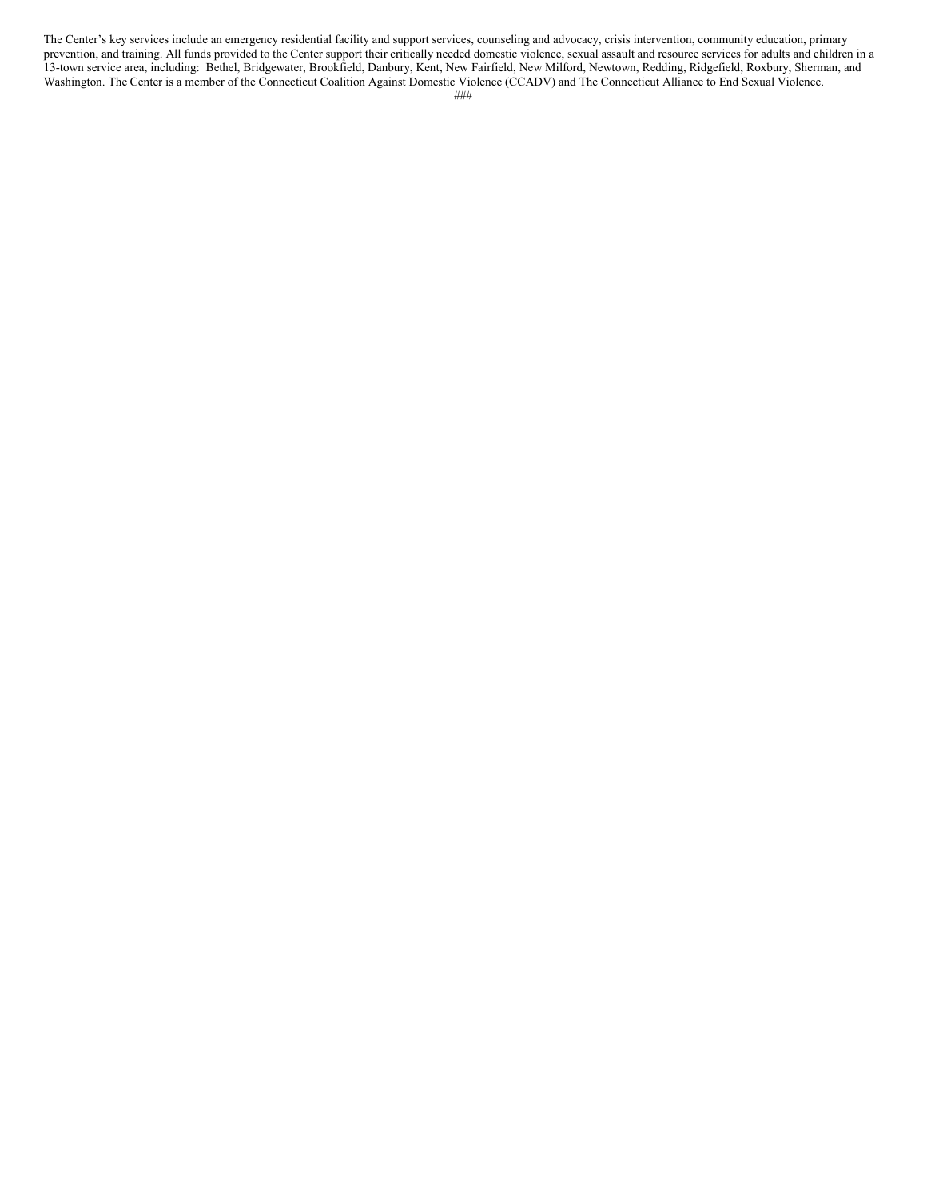The Center's key services include an emergency residential facility and support services, counseling and advocacy, crisis intervention, community education, primary prevention, and training. All funds provided to the Center support their critically needed domestic violence, sexual assault and resource services for adults and children in a 13-town service area, including: Bethel, Bridgewater, Brookfield, Danbury, Kent, New Fairfield, New Milford, Newtown, Redding, Ridgefield, Roxbury, Sherman, and Washington. The Center is a member of the Connecticut Coalition Against Domestic Violence (CCADV) and The Connecticut Alliance to End Sexual Violence.

###